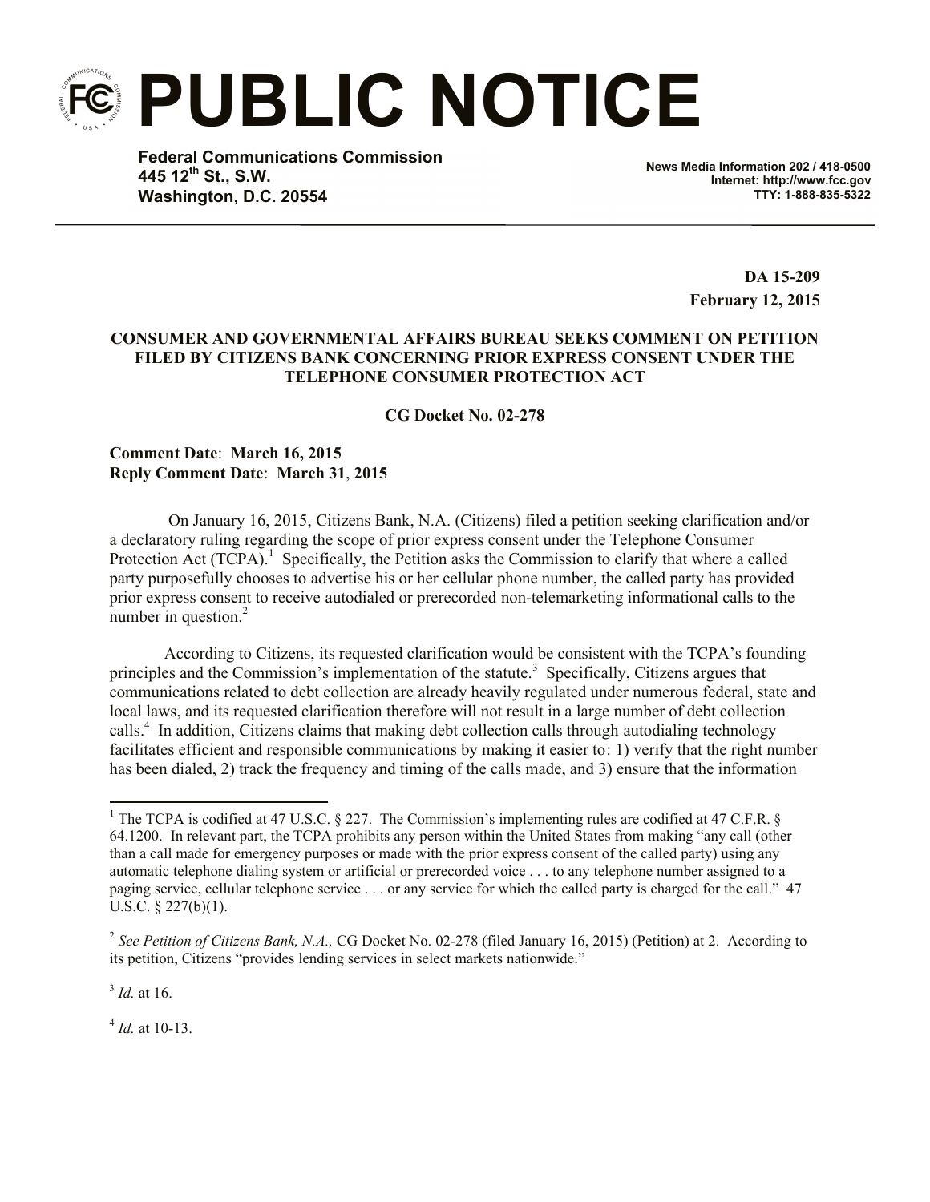# PUBLIC NOTICE

**Federal Communications Commission**
**445 12th St., S.W.**
**Washington, D.C. 20554**

**News Media Information 202 / 418-0500**
**Internet: http://www.fcc.gov**
**TTY: 1-888-835-5322**

**DA 15-209**
**February 12, 2015**

**CONSUMER AND GOVERNMENTAL AFFAIRS BUREAU SEEKS COMMENT ON PETITION FILED BY CITIZENS BANK CONCERNING PRIOR EXPRESS CONSENT UNDER THE TELEPHONE CONSUMER PROTECTION ACT**

**CG Docket No. 02-278**

**Comment Date**: **March 16, 2015**
**Reply Comment Date**: **March 31**, **2015**

On January 16, 2015, Citizens Bank, N.A. (Citizens) filed a petition seeking clarification and/or a declaratory ruling regarding the scope of prior express consent under the Telephone Consumer Protection Act (TCPA).[1] Specifically, the Petition asks the Commission to clarify that where a called party purposefully chooses to advertise his or her cellular phone number, the called party has provided prior express consent to receive autodialed or prerecorded non-telemarketing informational calls to the number in question.[2]

According to Citizens, its requested clarification would be consistent with the TCPA's founding principles and the Commission's implementation of the statute.[3] Specifically, Citizens argues that communications related to debt collection are already heavily regulated under numerous federal, state and local laws, and its requested clarification therefore will not result in a large number of debt collection calls.[4] In addition, Citizens claims that making debt collection calls through autodialing technology facilitates efficient and responsible communications by making it easier to: 1) verify that the right number has been dialed, 2) track the frequency and timing of the calls made, and 3) ensure that the information

---

[1] The TCPA is codified at 47 U.S.C. § 227. The Commission's implementing rules are codified at 47 C.F.R. § 64.1200. In relevant part, the TCPA prohibits any person within the United States from making "any call (other than a call made for emergency purposes or made with the prior express consent of the called party) using any automatic telephone dialing system or artificial or prerecorded voice . . . to any telephone number assigned to a paging service, cellular telephone service . . . or any service for which the called party is charged for the call." 47 U.S.C. § 227(b)(1).

[2] *See Petition of Citizens Bank, N.A.,* CG Docket No. 02-278 (filed January 16, 2015) (Petition) at 2. According to its petition, Citizens "provides lending services in select markets nationwide."

[3] *Id.* at 16.

[4] *Id.* at 10-13.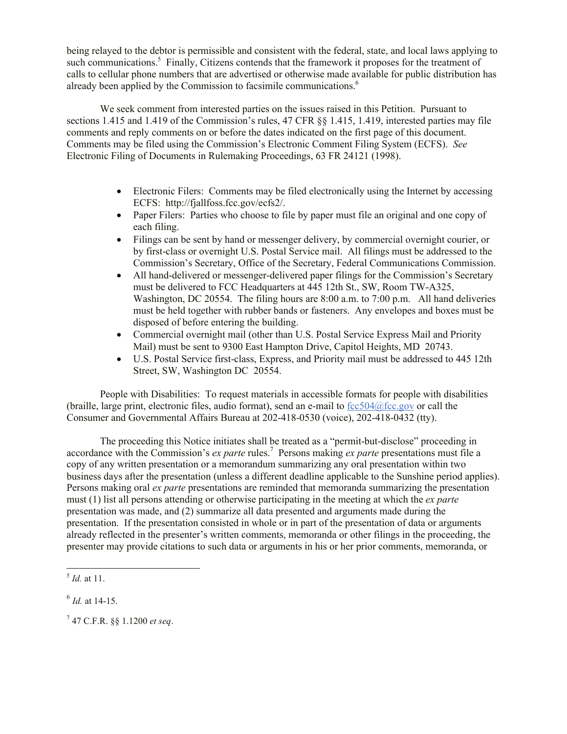being relayed to the debtor is permissible and consistent with the federal, state, and local laws applying to such communications.[5] Finally, Citizens contends that the framework it proposes for the treatment of calls to cellular phone numbers that are advertised or otherwise made available for public distribution has already been applied by the Commission to facsimile communications.[6]

We seek comment from interested parties on the issues raised in this Petition. Pursuant to sections 1.415 and 1.419 of the Commission's rules, 47 CFR §§ 1.415, 1.419, interested parties may file comments and reply comments on or before the dates indicated on the first page of this document. Comments may be filed using the Commission's Electronic Comment Filing System (ECFS). *See* Electronic Filing of Documents in Rulemaking Proceedings, 63 FR 24121 (1998).

- Electronic Filers: Comments may be filed electronically using the Internet by accessing ECFS: http://fjallfoss.fcc.gov/ecfs2/.
- Paper Filers: Parties who choose to file by paper must file an original and one copy of each filing.
- Filings can be sent by hand or messenger delivery, by commercial overnight courier, or by first-class or overnight U.S. Postal Service mail. All filings must be addressed to the Commission's Secretary, Office of the Secretary, Federal Communications Commission.
- All hand-delivered or messenger-delivered paper filings for the Commission's Secretary must be delivered to FCC Headquarters at 445 12th St., SW, Room TW-A325, Washington, DC 20554. The filing hours are 8:00 a.m. to 7:00 p.m. All hand deliveries must be held together with rubber bands or fasteners. Any envelopes and boxes must be disposed of before entering the building.
- Commercial overnight mail (other than U.S. Postal Service Express Mail and Priority Mail) must be sent to 9300 East Hampton Drive, Capitol Heights, MD 20743.
- U.S. Postal Service first-class, Express, and Priority mail must be addressed to 445 12th Street, SW, Washington DC 20554.

People with Disabilities: To request materials in accessible formats for people with disabilities (braille, large print, electronic files, audio format), send an e-mail to fcc504@fcc.gov or call the Consumer and Governmental Affairs Bureau at 202-418-0530 (voice), 202-418-0432 (tty).

The proceeding this Notice initiates shall be treated as a "permit-but-disclose" proceeding in accordance with the Commission's *ex parte* rules.[7] Persons making *ex parte* presentations must file a copy of any written presentation or a memorandum summarizing any oral presentation within two business days after the presentation (unless a different deadline applicable to the Sunshine period applies). Persons making oral *ex parte* presentations are reminded that memoranda summarizing the presentation must (1) list all persons attending or otherwise participating in the meeting at which the *ex parte* presentation was made, and (2) summarize all data presented and arguments made during the presentation. If the presentation consisted in whole or in part of the presentation of data or arguments already reflected in the presenter's written comments, memoranda or other filings in the proceeding, the presenter may provide citations to such data or arguments in his or her prior comments, memoranda, or

---

[5] *Id.* at 11.

[6] *Id.* at 14-15.

[7] 47 C.F.R. §§ 1.1200 *et seq*.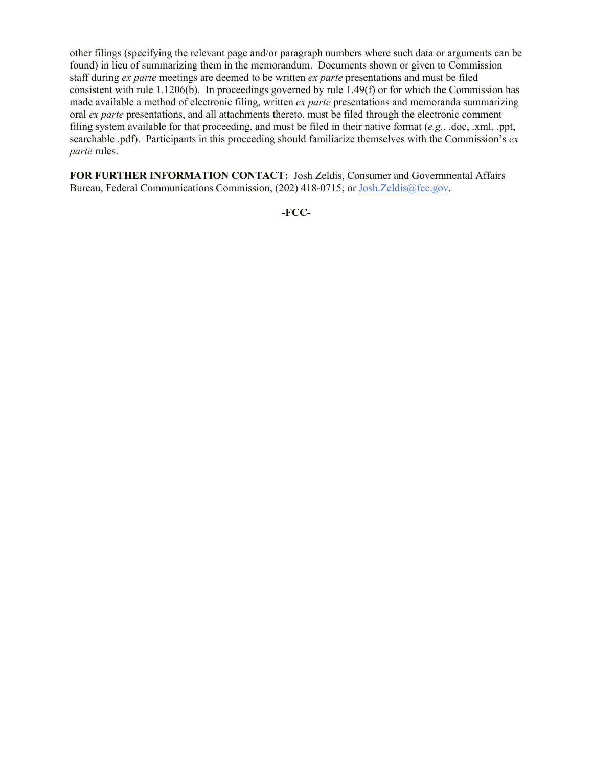other filings (specifying the relevant page and/or paragraph numbers where such data or arguments can be found) in lieu of summarizing them in the memorandum. Documents shown or given to Commission staff during *ex parte* meetings are deemed to be written *ex parte* presentations and must be filed consistent with rule 1.1206(b). In proceedings governed by rule 1.49(f) or for which the Commission has made available a method of electronic filing, written *ex parte* presentations and memoranda summarizing oral *ex parte* presentations, and all attachments thereto, must be filed through the electronic comment filing system available for that proceeding, and must be filed in their native format (*e.g.*, .doc, .xml, .ppt, searchable .pdf). Participants in this proceeding should familiarize themselves with the Commission's *ex parte* rules.

**FOR FURTHER INFORMATION CONTACT:** Josh Zeldis, Consumer and Governmental Affairs Bureau, Federal Communications Commission, (202) 418-0715; or Josh.Zeldis@fcc.gov.

**-FCC-**